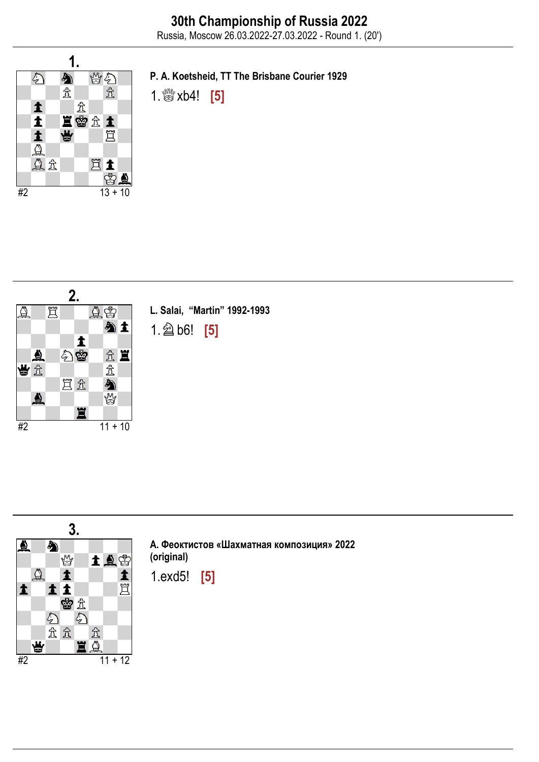# 30th Championship of Russia 2022

Russia, Moscow 26.03.2022-27.03.2022 - Round 1. (20')

## 1.

#2 13 + 10

**P. A. Koetsheid, TT The Brisbane Courier 1929**

1.♕xb4! **[5]**

## 2.

#2 11 + 10

**L. Salai, "Martin" 1992-1993**

1.♘b6! **[5]**

## 3.

#2 11 + 12

**А. Феоктистов «Шахматная композиция» 2022 (original)**

1.exd5! **[5]**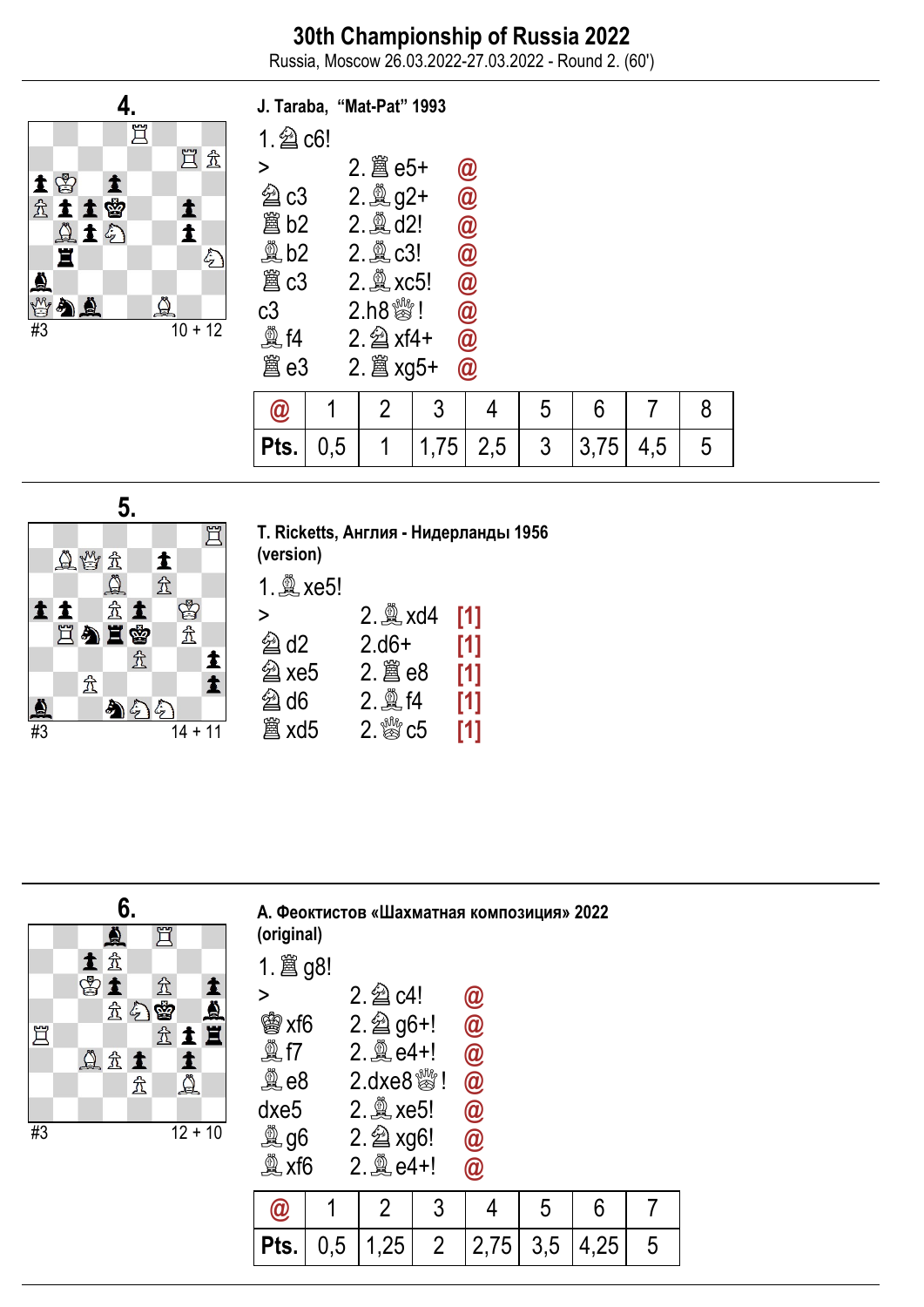# 30th Championship of Russia 2022

Russia, Moscow 26.03.2022-27.03.2022 - Round 2. (60')

## 4.

#3 — 10 + 12

**J. Taraba, "Mat-Pat" 1993**

1.♘c6!

| | | |
|---|---|---|
| > | 2.♖e5+ | @ |
| ♘c3 | 2.♗g2+ | @ |
| ♖b2 | 2.♗d2! | @ |
| ♗b2 | 2.♗c3! | @ |
| ♖c3 | 2.♗xc5! | @ |
| c3 | 2.h8♕! | @ |
| ♗f4 | 2.♘xf4+ | @ |
| ♖e3 | 2.♖xg5+ | @ |

| @ | 1 | 2 | 3 | 4 | 5 | 6 | 7 | 8 |
|---|---|---|---|---|---|---|---|---|
| Pts. | 0,5 | 1 | 1,75 | 2,5 | 3 | 3,75 | 4,5 | 5 |

## 5.

#3 — 14 + 11

**T. Ricketts, Англия - Нидерланды 1956 (version)**

1.♗xe5!

| | | |
|---|---|---|
| > | 2.♗xd4 | [1] |
| ♘d2 | 2.d6+ | [1] |
| ♘xe5 | 2.♖e8 | [1] |
| ♘d6 | 2.♗f4 | [1] |
| ♖xd5 | 2.♕c5 | [1] |

## 6.

#3 — 12 + 10

**А. Феоктистов «Шахматная композиция» 2022 (original)**

1.♖g8!

| | | |
|---|---|---|
| > | 2.♘c4! | @ |
| ♔xf6 | 2.♘g6+! | @ |
| ♗f7 | 2.♗e4+! | @ |
| ♗e8 | 2.dxe8♕! | @ |
| dxe5 | 2.♗xe5! | @ |
| ♗g6 | 2.♘xg6! | @ |
| ♗xf6 | 2.♗e4+! | @ |

| @ | 1 | 2 | 3 | 4 | 5 | 6 | 7 |
|---|---|---|---|---|---|---|---|
| Pts. | 0,5 | 1,25 | 2 | 2,75 | 3,5 | 4,25 | 5 |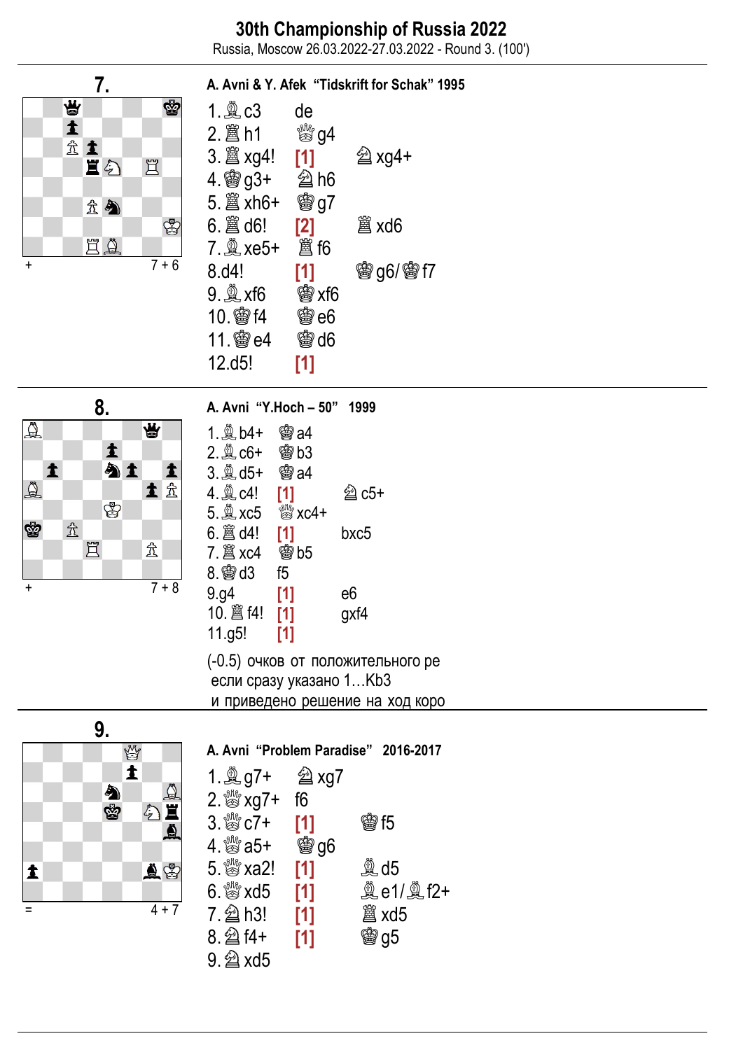# 30th Championship of Russia 2022

Russia, Moscow 26.03.2022-27.03.2022 - Round 3. (100')

## 7.

\+ 7 + 6

**A. Avni & Y. Afek "Tidskrift for Schak" 1995**

1.♗c3 de
2.♖h1 ♕g4
3.♖xg4! [1] ♘xg4+
4.♔g3+ ♘h6
5.♖xh6+ ♔g7
6.♖d6! [2] ♖xd6
7.♗xe5+ ♖f6
8.d4! [1] ♔g6/♔f7
9.♗xf6 ♔xf6
10.♔f4 ♔e6
11.♔e4 ♔d6
12.d5! [1]

## 8.

\+ 7 + 8

**A. Avni "Y.Hoch – 50" 1999**

1.♗b4+ ♔a4
2.♗c6+ ♔b3
3.♗d5+ ♔a4
4.♗c4! [1] ♘c5+
5.♗xc5 ♕xc4+
6.♖d4! [1] bxc5
7.♖xc4 ♔b5
8.♔d3 f5
9.g4 [1] e6
10.♖f4! [1] gxf4
11.g5! [1]

(-0.5) очков от положительного ре
если сразу указано 1…Kb3
и приведено решение на ход коро

## 9.

= 4 + 7

**A. Avni "Problem Paradise" 2016-2017**

1.♗g7+ ♘xg7
2.♕xg7+ f6
3.♕c7+ [1] ♔f5
4.♕a5+ ♔g6
5.♕xa2! [1] ♗d5
6.♕xd5 [1] ♗e1/♗f2+
7.♘h3! [1] ♖xd5
8.♘f4+ [1] ♔g5
9.♘xd5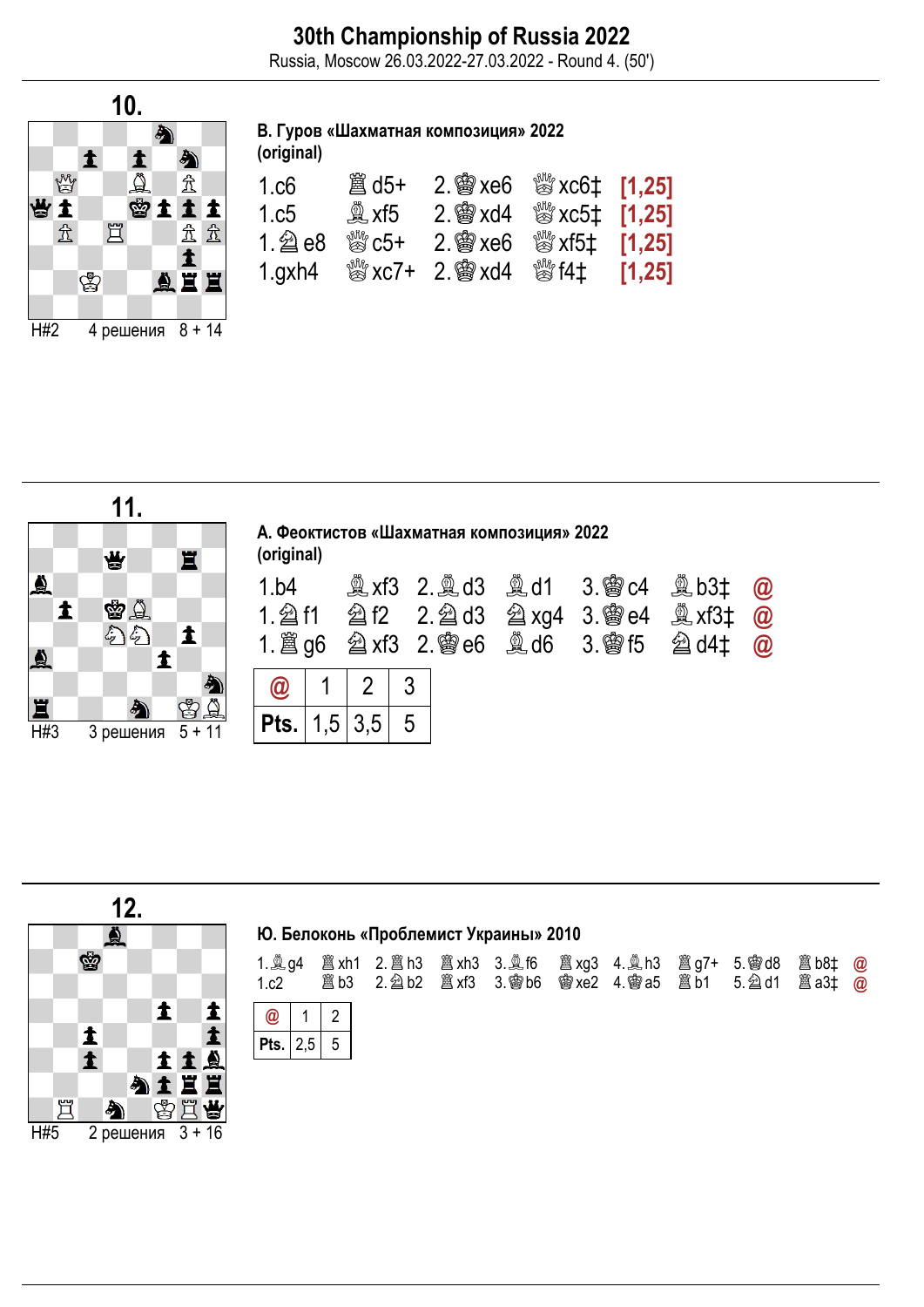# 30th Championship of Russia 2022

Russia, Moscow 26.03.2022-27.03.2022 - Round 4. (50')

## 10.

H#2 4 решения 8 + 14

**В. Гуров «Шахматная композиция» 2022**
**(original)**

| | | | | |
|---|---|---|---|---|
| 1.c6 | ♖d5+ | 2.♚xe6 | ♕xc6‡ | [1,25] |
| 1.c5 | ♗xf5 | 2.♚xd4 | ♕xc5‡ | [1,25] |
| 1.♞e8 | ♕c5+ | 2.♚xe6 | ♕xf5‡ | [1,25] |
| 1.gxh4 | ♕xc7+ | 2.♚xd4 | ♕f4‡ | [1,25] |

## 11.

H#3 3 решения 5 + 11

**А. Феоктистов «Шахматная композиция» 2022**
**(original)**

| | | | | | | |
|---|---|---|---|---|---|---|
| 1.b4 | ♗xf3 | 2.♝d3 | ♗d1 | 3.♚c4 | ♗b3‡ | @ |
| 1.♞f1 | ♘f2 | 2.♞d3 | ♘xg4 | 3.♚e4 | ♗xf3‡ | @ |
| 1.♜g6 | ♘xf3 | 2.♚e6 | ♗d6 | 3.♚f5 | ♘d4‡ | @ |

| @ | 1 | 2 | 3 |
|---|---|---|---|
| Pts. | 1,5 | 3,5 | 5 |

## 12.

H#5 2 решения 3 + 16

**Ю. Белоконь «Проблемист Украины» 2010**

| | | | | | | | | | | |
|---|---|---|---|---|---|---|---|---|---|---|
| 1.♝g4 | ♖xh1 | 2.♜h3 | ♖xh3 | 3.♝f6 | ♖xg3 | 4.♝h3 | ♖g7+ | 5.♚d8 | ♖b8‡ | @ |
| 1.c2 | ♖b3 | 2.♞b2 | ♖xf3 | 3.♚b6 | ♔xe2 | 4.♚a5 | ♖b1 | 5.♞d1 | ♖a3‡ | @ |

| @ | 1 | 2 |
|---|---|---|
| Pts. | 2,5 | 5 |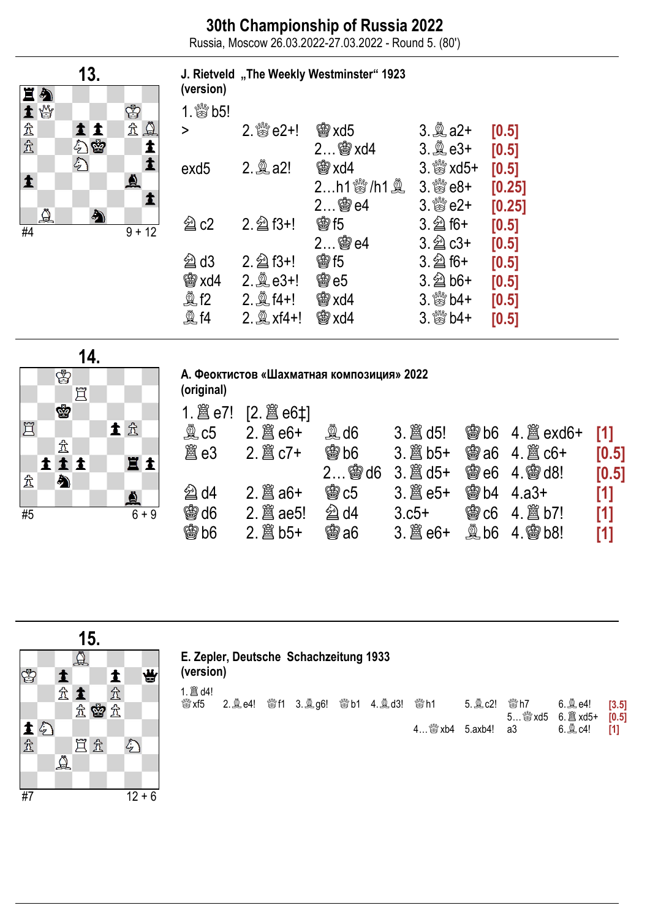# 30th Championship of Russia 2022

Russia, Moscow 26.03.2022-27.03.2022 - Round 5. (80')

## 13.

#4 9 + 12

**J. Rietveld „The Weekly Westminster“ 1923 (version)**

1.♕b5!

| | | | | |
|---|---|---|---|---|
| > | 2.♕e2+! | ♚xd5 | 3.♗a2+ | [0.5] |
| | | 2…♚xd4 | 3.♗e3+ | [0.5] |
| exd5 | 2.♗a2! | ♚xd4 | 3.♕xd5+ | [0.5] |
| | | 2…h1♕/h1♗ | 3.♕e8+ | [0.25] |
| | | 2…♚e4 | 3.♕e2+ | [0.25] |
| ♘c2 | 2.♘f3+! | ♚f5 | 3.♘f6+ | [0.5] |
| | | 2…♚e4 | 3.♘c3+ | [0.5] |
| ♘d3 | 2.♘f3+! | ♚f5 | 3.♘f6+ | [0.5] |
| ♚xd4 | 2.♗e3+! | ♚e5 | 3.♘b6+ | [0.5] |
| ♗f2 | 2.♗f4+! | ♚xd4 | 3.♕b4+ | [0.5] |
| ♗f4 | 2.♗xf4+! | ♚xd4 | 3.♕b4+ | [0.5] |

## 14.

#5 6 + 9

**А. Феоктистов «Шахматная композиция» 2022 (original)**

1.♖e7! [2.♖e6‡]

| | | | | | | |
|---|---|---|---|---|---|---|
| ♗c5 | 2.♖e6+ | ♗d6 | 3.♖d5! | ♚b6 | 4.♖exd6+ | [1] |
| ♖e3 | 2.♖c7+ | ♚b6 | 3.♖b5+ | ♚a6 | 4.♖c6+ | [0.5] |
| | | 2…♚d6 | 3.♖d5+ | ♚e6 | 4.♔d8! | [0.5] |
| ♘d4 | 2.♖a6+ | ♚c5 | 3.♖e5+ | ♚b4 | 4.a3+ | [1] |
| ♚d6 | 2.♖ae5! | ♘d4 | 3.c5+ | ♚c6 | 4.♖b7! | [1] |
| ♚b6 | 2.♖b5+ | ♚a6 | 3.♖e6+ | ♗b6 | 4.♔b8! | [1] |

## 15.

#7 12 + 6

**E. Zepler, Deutsche Schachzeitung 1933 (version)**

1.♖d4!

| | | | | | | | | | | |
|---|---|---|---|---|---|---|---|---|---|---|
| ♛xf5 | 2.♗e4! | ♛f1 | 3.♗g6! | ♛b1 | 4.♗d3! | ♛h1 | 5.♗c2! | ♛h7 | 6.♗e4! | [3.5] |
| | | | | | | | | 5…♛xd5 | 6.♖xd5+ | [0.5] |
| | | | | | | 4…♛xb4 | 5.axb4! | a3 | 6.♗c4! | [1] |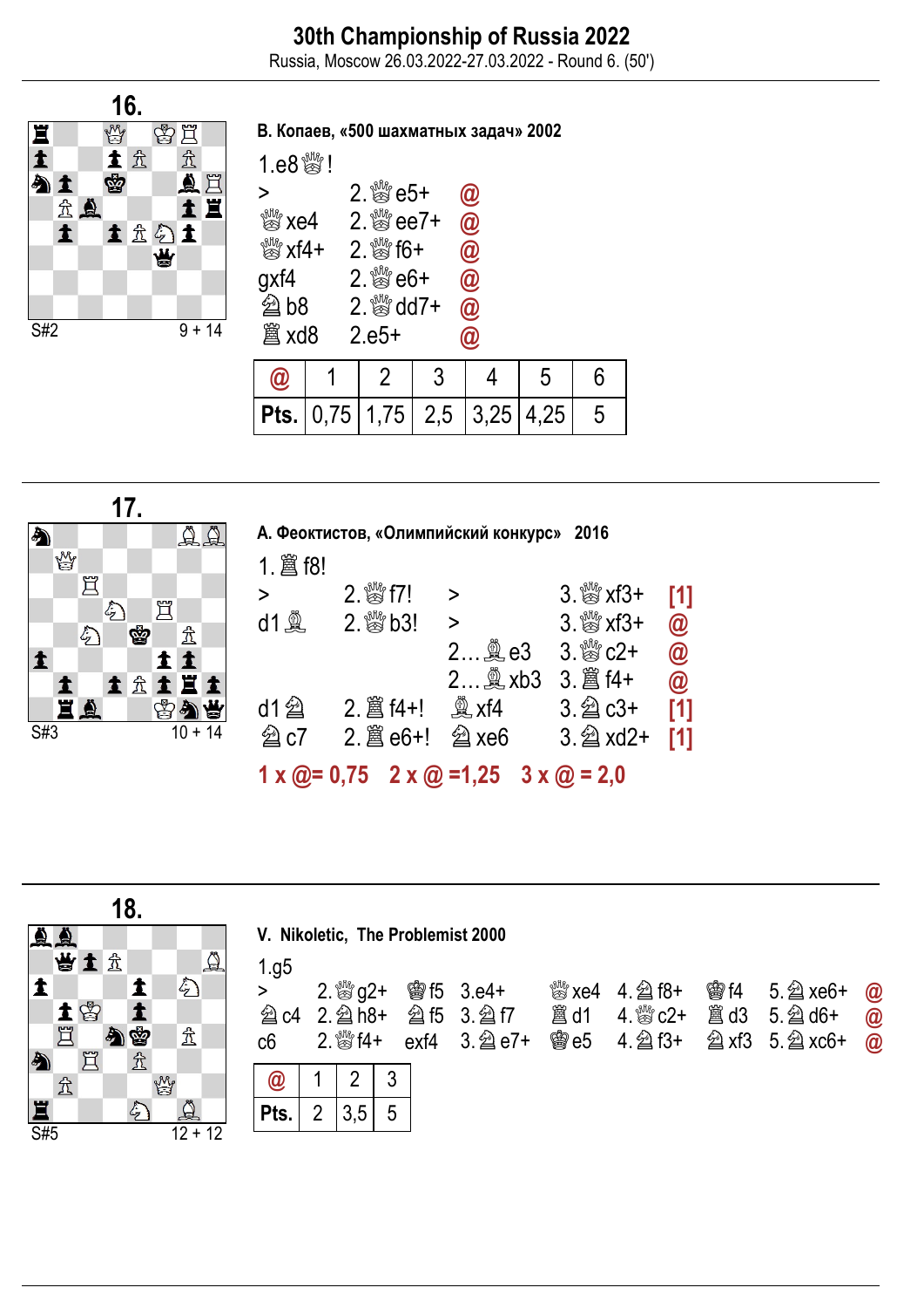# 30th Championship of Russia 2022

Russia, Moscow 26.03.2022-27.03.2022 - Round 6. (50')

## 16.

S#2 9 + 14

**В. Копаев, «500 шахматных задач» 2002**

1.e8♕!

| | | |
|---|---|---|
| > | 2.♕e5+ | @ |
| ♕xe4 | 2.♕ee7+ | @ |
| ♕xf4+ | 2.♕f6+ | @ |
| gxf4 | 2.♕e6+ | @ |
| ♘b8 | 2.♕dd7+ | @ |
| ♖xd8 | 2.e5+ | @ |

| @ | 1 | 2 | 3 | 4 | 5 | 6 |
|---|---|---|---|---|---|---|
| Pts. | 0,75 | 1,75 | 2,5 | 3,25 | 4,25 | 5 |

## 17.

S#3 10 + 14

**А. Феоктистов, «Олимпийский конкурс» 2016**

1.♖f8!

| | | | | |
|---|---|---|---|---|
| > | 2.♕f7! | > | 3.♕xf3+ | [1] |
| d1♗ | 2.♕b3! | > | 3.♕xf3+ | @ |
| | | 2…♗e3 | 3.♕c2+ | @ |
| | | 2…♗xb3 | 3.♖f4+ | @ |
| d1♘ | 2.♖f4+! | ♗xf4 | 3.♘c3+ | [1] |
| ♘c7 | 2.♖e6+! | ♘xe6 | 3.♘xd2+ | [1] |

**1 x @= 0,75 2 x @ =1,25 3 x @ = 2,0**

## 18.

S#5 12 + 12

**V. Nikoletic, The Problemist 2000**

1.g5

| | | | | | | | | | |
|---|---|---|---|---|---|---|---|---|---|
| > | 2.♕g2+ | ♔f5 | 3.e4+ | ♕xe4 | 4.♘f8+ | ♔f4 | 5.♘xe6+ | @ |
| ♘c4 | 2.♘h8+ | ♘f5 | 3.♘f7 | ♖d1 | 4.♕c2+ | ♖d3 | 5.♘d6+ | @ |
| c6 | 2.♕f4+ | exf4 | 3.♘e7+ | ♔e5 | 4.♘f3+ | ♘xf3 | 5.♘xc6+ | @ |

| @ | 1 | 2 | 3 |
|---|---|---|---|
| Pts. | 2 | 3,5 | 5 |